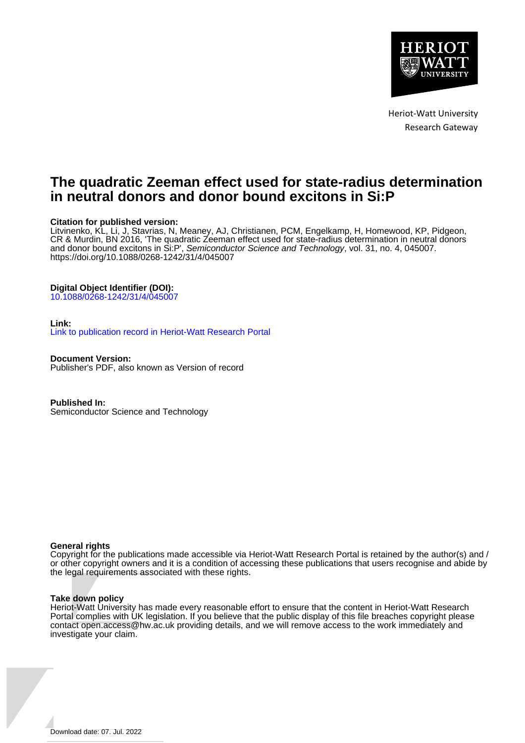Heriot-Watt University
Research Gateway

# The quadratic Zeeman effect used for state-radius determination in neutral donors and donor bound excitons in Si:P

**Citation for published version:**
Litvinenko, KL, Li, J, Stavrias, N, Meaney, AJ, Christianen, PCM, Engelkamp, H, Homewood, KP, Pidgeon, CR & Murdin, BN 2016, 'The quadratic Zeeman effect used for state-radius determination in neutral donors and donor bound excitons in Si:P', *Semiconductor Science and Technology*, vol. 31, no. 4, 045007. https://doi.org/10.1088/0268-1242/31/4/045007

**Digital Object Identifier (DOI):**
10.1088/0268-1242/31/4/045007

**Link:**
Link to publication record in Heriot-Watt Research Portal

**Document Version:**
Publisher's PDF, also known as Version of record

**Published In:**
Semiconductor Science and Technology

**General rights**
Copyright for the publications made accessible via Heriot-Watt Research Portal is retained by the author(s) and / or other copyright owners and it is a condition of accessing these publications that users recognise and abide by the legal requirements associated with these rights.

**Take down policy**
Heriot-Watt University has made every reasonable effort to ensure that the content in Heriot-Watt Research Portal complies with UK legislation. If you believe that the public display of this file breaches copyright please contact open.access@hw.ac.uk providing details, and we will remove access to the work immediately and investigate your claim.

Download date: 07. Jul. 2022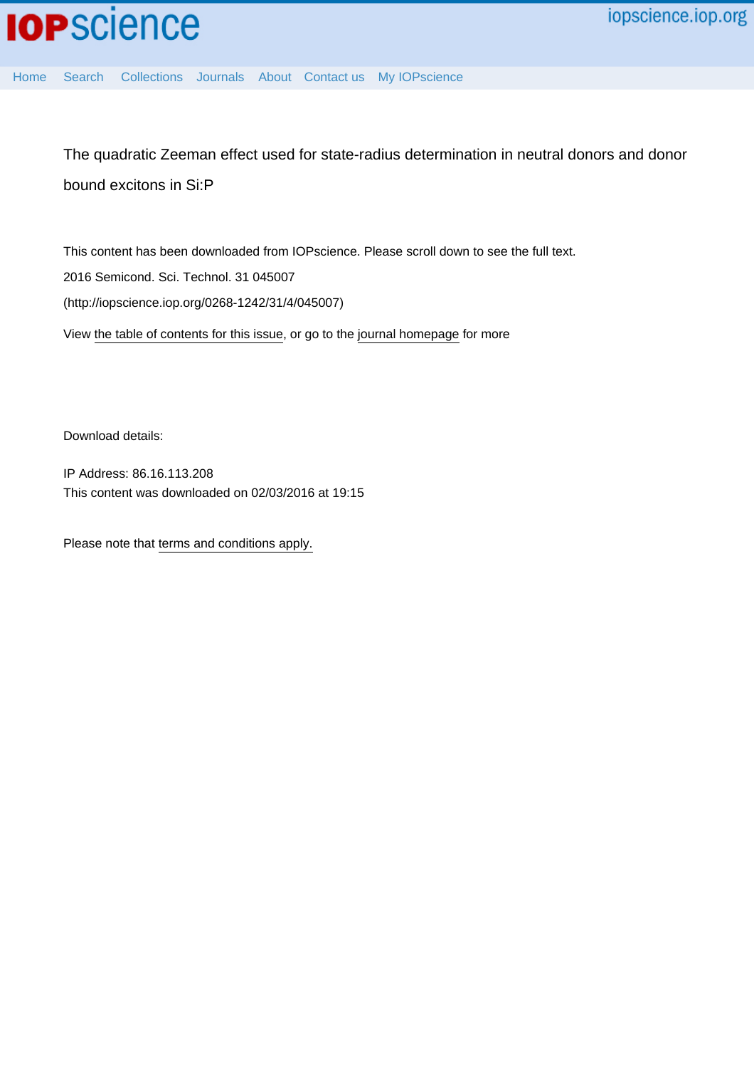The quadratic Zeeman effect used for state-radius determination in neutral donors and donor bound excitons in Si:P

This content has been downloaded from IOPscience. Please scroll down to see the full text.

2016 Semicond. Sci. Technol. 31 045007

(http://iopscience.iop.org/0268-1242/31/4/045007)

View the table of contents for this issue, or go to the journal homepage for more

Download details:

IP Address: 86.16.113.208

This content was downloaded on 02/03/2016 at 19:15

Please note that terms and conditions apply.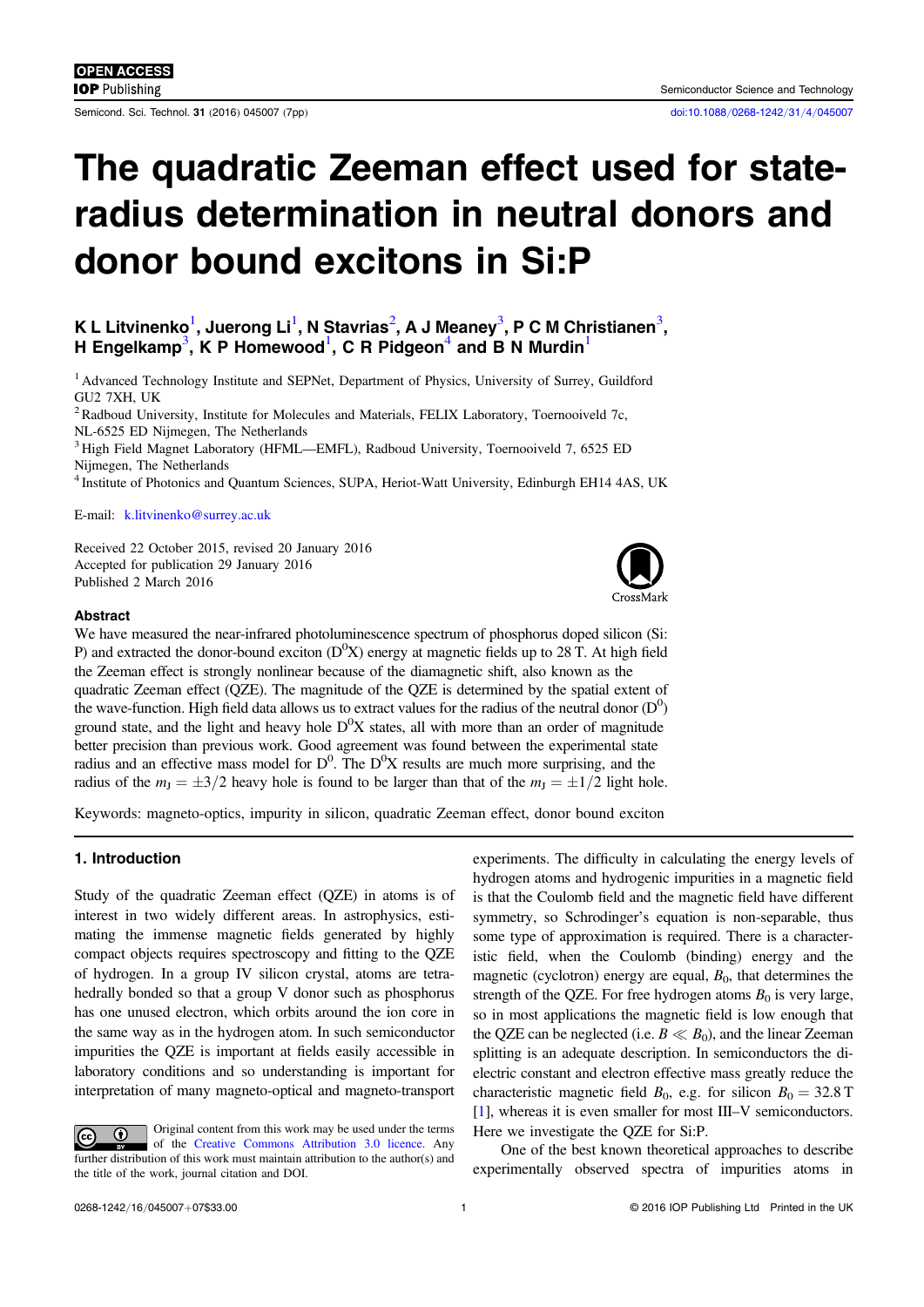# The quadratic Zeeman effect used for state-radius determination in neutral donors and donor bound excitons in Si:P

**K L Litvinenko[1], Juerong Li[1], N Stavrias[2], A J Meaney[3], P C M Christianen[3], H Engelkamp[3], K P Homewood[1], C R Pidgeon[4] and B N Murdin[1]**

[1] Advanced Technology Institute and SEPNet, Department of Physics, University of Surrey, Guildford GU2 7XH, UK

[2] Radboud University, Institute for Molecules and Materials, FELIX Laboratory, Toernooiveld 7c, NL-6525 ED Nijmegen, The Netherlands

[3] High Field Magnet Laboratory (HFML—EMFL), Radboud University, Toernooiveld 7, 6525 ED Nijmegen, The Netherlands

[4] Institute of Photonics and Quantum Sciences, SUPA, Heriot-Watt University, Edinburgh EH14 4AS, UK

E-mail: k.litvinenko@surrey.ac.uk

Received 22 October 2015, revised 20 January 2016
Accepted for publication 29 January 2016
Published 2 March 2016

## Abstract

We have measured the near-infrared photoluminescence spectrum of phosphorus doped silicon (Si:P) and extracted the donor-bound exciton ($D^0X$) energy at magnetic fields up to 28 T. At high field the Zeeman effect is strongly nonlinear because of the diamagnetic shift, also known as the quadratic Zeeman effect (QZE). The magnitude of the QZE is determined by the spatial extent of the wave-function. High field data allows us to extract values for the radius of the neutral donor ($D^0$) ground state, and the light and heavy hole $D^0X$ states, all with more than an order of magnitude better precision than previous work. Good agreement was found between the experimental state radius and an effective mass model for $D^0$. The $D^0X$ results are much more surprising, and the radius of the $m_J = \pm 3/2$ heavy hole is found to be larger than that of the $m_J = \pm 1/2$ light hole.

Keywords: magneto-optics, impurity in silicon, quadratic Zeeman effect, donor bound exciton

## 1. Introduction

Study of the quadratic Zeeman effect (QZE) in atoms is of interest in two widely different areas. In astrophysics, estimating the immense magnetic fields generated by highly compact objects requires spectroscopy and fitting to the QZE of hydrogen. In a group IV silicon crystal, atoms are tetrahedrally bonded so that a group V donor such as phosphorus has one unused electron, which orbits around the ion core in the same way as in the hydrogen atom. In such semiconductor impurities the QZE is important at fields easily accessible in laboratory conditions and so understanding is important for interpretation of many magneto-optical and magneto-transport experiments. The difficulty in calculating the energy levels of hydrogen atoms and hydrogenic impurities in a magnetic field is that the Coulomb field and the magnetic field have different symmetry, so Schrodinger's equation is non-separable, thus some type of approximation is required. There is a characteristic field, when the Coulomb (binding) energy and the magnetic (cyclotron) energy are equal, $B_0$, that determines the strength of the QZE. For free hydrogen atoms $B_0$ is very large, so in most applications the magnetic field is low enough that the QZE can be neglected (i.e. $B \ll B_0$), and the linear Zeeman splitting is an adequate description. In semiconductors the dielectric constant and electron effective mass greatly reduce the characteristic magnetic field $B_0$, e.g. for silicon $B_0 = 32.8$ T [1], whereas it is even smaller for most III–V semiconductors. Here we investigate the QZE for Si:P.

One of the best known theoretical approaches to describe experimentally observed spectra of impurities atoms in

Original content from this work may be used under the terms of the Creative Commons Attribution 3.0 licence. Any further distribution of this work must maintain attribution to the author(s) and the title of the work, journal citation and DOI.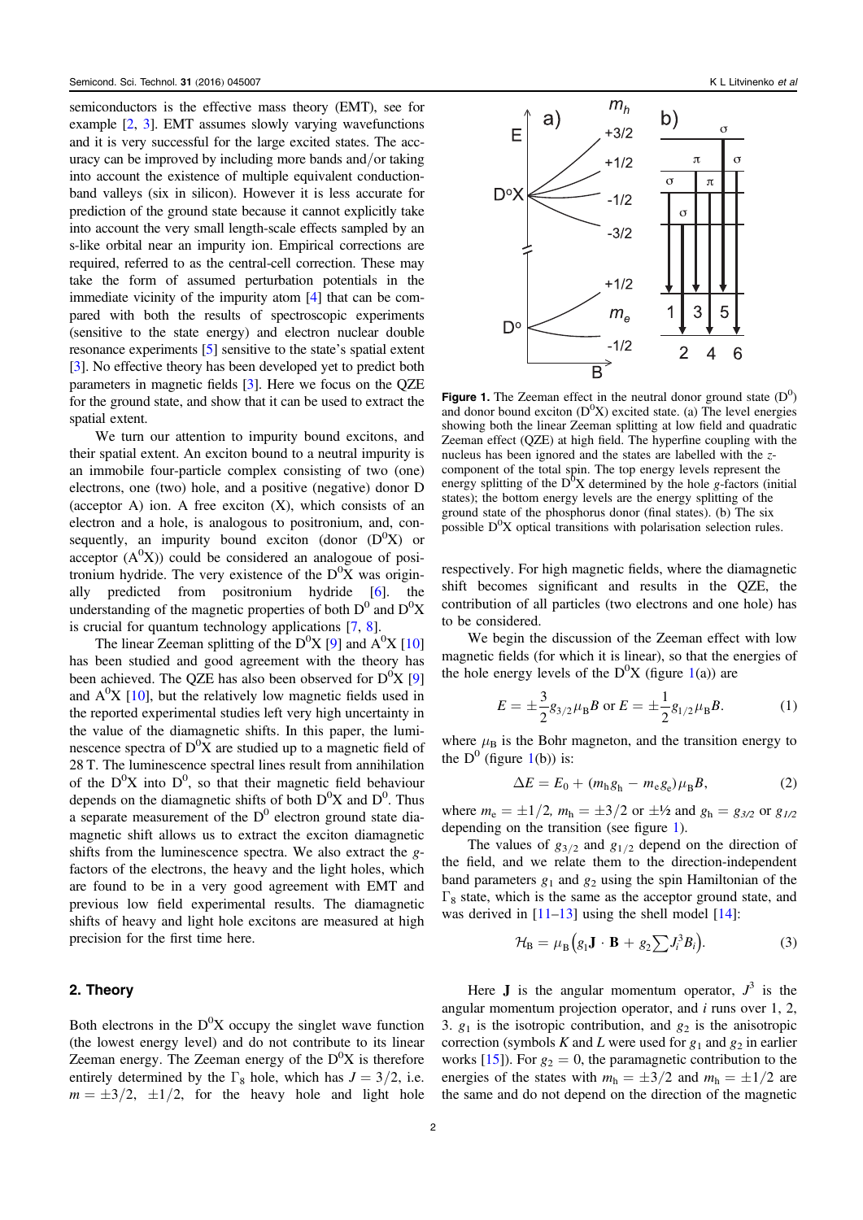semiconductors is the effective mass theory (EMT), see for example [2, 3]. EMT assumes slowly varying wavefunctions and it is very successful for the large excited states. The accuracy can be improved by including more bands and/or taking into account the existence of multiple equivalent conduction-band valleys (six in silicon). However it is less accurate for prediction of the ground state because it cannot explicitly take into account the very small length-scale effects sampled by an s-like orbital near an impurity ion. Empirical corrections are required, referred to as the central-cell correction. These may take the form of assumed perturbation potentials in the immediate vicinity of the impurity atom [4] that can be compared with both the results of spectroscopic experiments (sensitive to the state energy) and electron nuclear double resonance experiments [5] sensitive to the state's spatial extent [3]. No effective theory has been developed yet to predict both parameters in magnetic fields [3]. Here we focus on the QZE for the ground state, and show that it can be used to extract the spatial extent.

We turn our attention to impurity bound excitons, and their spatial extent. An exciton bound to a neutral impurity is an immobile four-particle complex consisting of two (one) electrons, one (two) hole, and a positive (negative) donor D (acceptor A) ion. A free exciton (X), which consists of an electron and a hole, is analogous to positronium, and, consequently, an impurity bound exciton (donor ($D^0X$) or acceptor ($A^0X$)) could be considered an analogoue of positronium hydride. The very existence of the $D^0X$ was originally predicted from positronium hydride [6]. the understanding of the magnetic properties of both $D^0$ and $D^0X$ is crucial for quantum technology applications [7, 8].

The linear Zeeman splitting of the $D^0X$ [9] and $A^0X$ [10] has been studied and good agreement with the theory has been achieved. The QZE has also been observed for $D^0X$ [9] and $A^0X$ [10], but the relatively low magnetic fields used in the reported experimental studies left very high uncertainty in the value of the diamagnetic shifts. In this paper, the luminescence spectra of $D^0X$ are studied up to a magnetic field of 28 T. The luminescence spectral lines result from annihilation of the $D^0X$ into $D^0$, so that their magnetic field behaviour depends on the diamagnetic shifts of both $D^0X$ and $D^0$. Thus a separate measurement of the $D^0$ electron ground state diamagnetic shift allows us to extract the exciton diamagnetic shifts from the luminescence spectra. We also extract the $g$-factors of the electrons, the heavy and the light holes, which are found to be in a very good agreement with EMT and previous low field experimental results. The diamagnetic shifts of heavy and light hole excitons are measured at high precision for the first time here.

## 2. Theory

Both electrons in the $D^0X$ occupy the singlet wave function (the lowest energy level) and do not contribute to its linear Zeeman energy. The Zeeman energy of the $D^0X$ is therefore entirely determined by the $\Gamma_8$ hole, which has $J = 3/2$, i.e. $m = \pm 3/2,\ \pm 1/2$, for the heavy hole and light hole respectively. For high magnetic fields, where the diamagnetic shift becomes significant and results in the QZE, the contribution of all particles (two electrons and one hole) has to be considered.

**Figure 1.** The Zeeman effect in the neutral donor ground state ($D^0$) and donor bound exciton ($D^0X$) excited state. (a) The level energies showing both the linear Zeeman splitting at low field and quadratic Zeeman effect (QZE) at high field. The hyperfine coupling with the nucleus has been ignored and the states are labelled with the $z$-component of the total spin. The top energy levels represent the energy splitting of the $D^0X$ determined by the hole $g$-factors (initial states); the bottom energy levels are the energy splitting of the ground state of the phosphorus donor (final states). (b) The six possible $D^0X$ optical transitions with polarisation selection rules.

We begin the discussion of the Zeeman effect with low magnetic fields (for which it is linear), so that the energies of the hole energy levels of the $D^0X$ (figure 1(a)) are

$$E = \pm \frac{3}{2} g_{3/2} \mu_B B \text{ or } E = \pm \frac{1}{2} g_{1/2} \mu_B B. \tag{1}$$

where $\mu_B$ is the Bohr magneton, and the transition energy to the $D^0$ (figure 1(b)) is:

$$\Delta E = E_0 + (m_h g_h - m_e g_e) \mu_B B, \tag{2}$$

where $m_e = \pm 1/2$, $m_h = \pm 3/2$ or $\pm½$ and $g_h = g_{3/2}$ or $g_{1/2}$ depending on the transition (see figure 1).

The values of $g_{3/2}$ and $g_{1/2}$ depend on the direction of the field, and we relate them to the direction-independent band parameters $g_1$ and $g_2$ using the spin Hamiltonian of the $\Gamma_8$ state, which is the same as the acceptor ground state, and was derived in [11–13] using the shell model [14]:

$$\mathcal{H}_B = \mu_B \left( g_1 \mathbf{J} \cdot \mathbf{B} + g_2 \sum J_i^3 B_i \right). \tag{3}$$

Here $\mathbf{J}$ is the angular momentum operator, $J^3$ is the angular momentum projection operator, and $i$ runs over 1, 2, 3. $g_1$ is the isotropic contribution, and $g_2$ is the anisotropic correction (symbols $K$ and $L$ were used for $g_1$ and $g_2$ in earlier works [15]). For $g_2 = 0$, the paramagnetic contribution to the energies of the states with $m_h = \pm 3/2$ and $m_h = \pm 1/2$ are the same and do not depend on the direction of the magnetic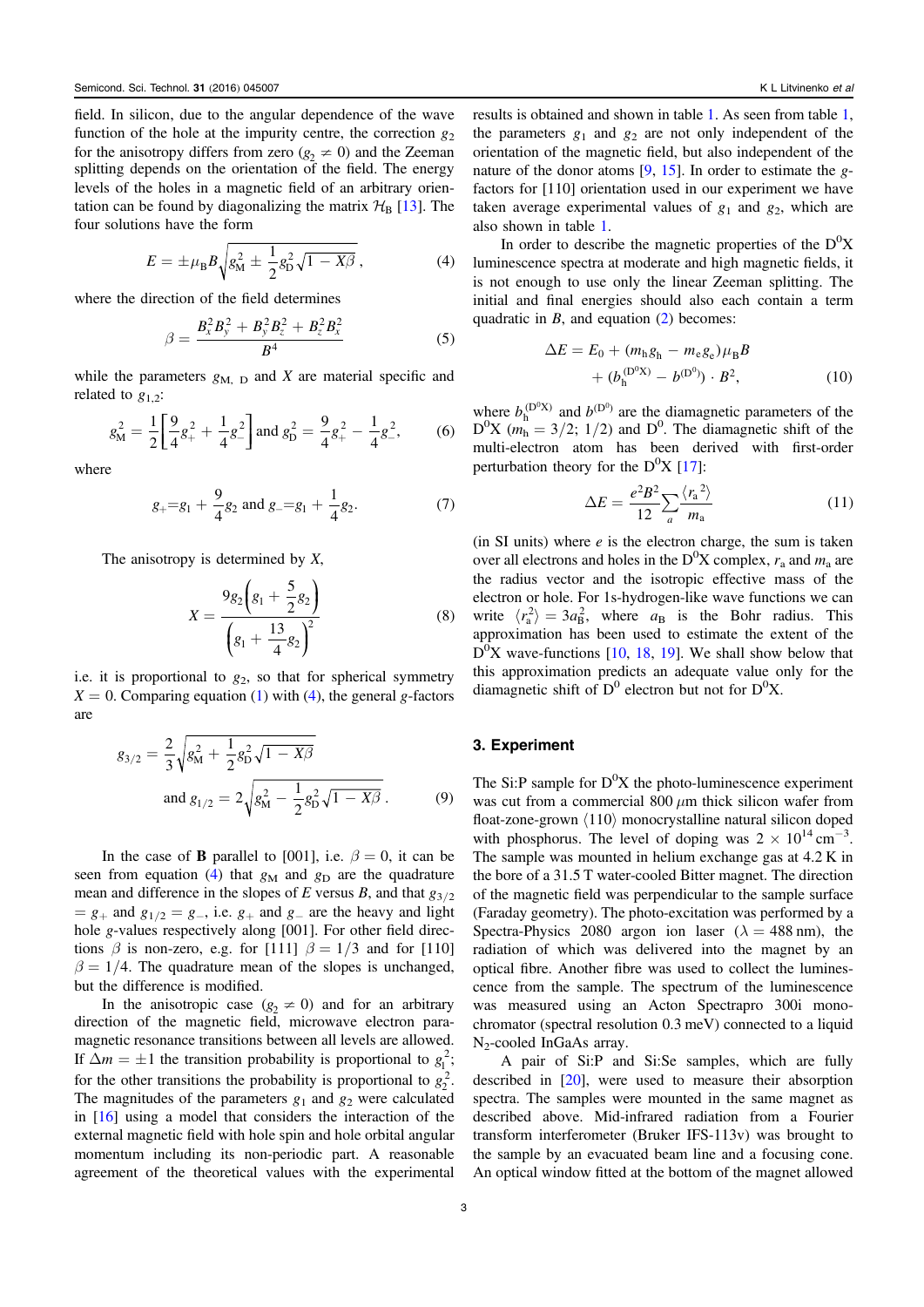field. In silicon, due to the angular dependence of the wave function of the hole at the impurity centre, the correction $g_2$ for the anisotropy differs from zero ($g_2 \neq 0$) and the Zeeman splitting depends on the orientation of the field. The energy levels of the holes in a magnetic field of an arbitrary orientation can be found by diagonalizing the matrix $\mathcal{H}_\mathrm{B}$ [13]. The four solutions have the form

$$E = \pm\mu_\mathrm{B}B\sqrt{g_\mathrm{M}^2 \pm \frac{1}{2}g_\mathrm{D}^2\sqrt{1 - X\beta}}, \tag{4}$$

where the direction of the field determines

$$\beta = \frac{B_x^2 B_y^2 + B_y^2 B_z^2 + B_z^2 B_x^2}{B^4} \tag{5}$$

while the parameters $g_{\mathrm{M,\ D}}$ and $X$ are material specific and related to $g_{1,2}$:

$$g_\mathrm{M}^2 = \frac{1}{2}\left[\frac{9}{4}g_+^2 + \frac{1}{4}g_-^2\right] \text{ and } g_\mathrm{D}^2 = \frac{9}{4}g_+^2 - \frac{1}{4}g_-^2, \tag{6}$$

where

$$g_+ = g_1 + \frac{9}{4}g_2 \text{ and } g_- = g_1 + \frac{1}{4}g_2. \tag{7}$$

The anisotropy is determined by $X$,

$$X = \frac{9g_2\left(g_1 + \dfrac{5}{2}g_2\right)}{\left(g_1 + \dfrac{13}{4}g_2\right)^2} \tag{8}$$

i.e. it is proportional to $g_2$, so that for spherical symmetry $X = 0$. Comparing equation (1) with (4), the general $g$-factors are

$$g_{3/2} = \frac{2}{3}\sqrt{g_\mathrm{M}^2 + \frac{1}{2}g_\mathrm{D}^2\sqrt{1 - X\beta}}$$
$$\text{and } g_{1/2} = 2\sqrt{g_\mathrm{M}^2 - \frac{1}{2}g_\mathrm{D}^2\sqrt{1 - X\beta}}. \tag{9}$$

In the case of **B** parallel to [001], i.e. $\beta = 0$, it can be seen from equation (4) that $g_\mathrm{M}$ and $g_\mathrm{D}$ are the quadrature mean and difference in the slopes of $E$ versus $B$, and that $g_{3/2} = g_+$ and $g_{1/2} = g_-$, i.e. $g_+$ and $g_-$ are the heavy and light hole $g$-values respectively along [001]. For other field directions $\beta$ is non-zero, e.g. for [111] $\beta = 1/3$ and for [110] $\beta = 1/4$. The quadrature mean of the slopes is unchanged, but the difference is modified.

In the anisotropic case ($g_2 \neq 0$) and for an arbitrary direction of the magnetic field, microwave electron paramagnetic resonance transitions between all levels are allowed. If $\Delta m = \pm 1$ the transition probability is proportional to $g_1^2$; for the other transitions the probability is proportional to $g_2^2$. The magnitudes of the parameters $g_1$ and $g_2$ were calculated in [16] using a model that considers the interaction of the external magnetic field with hole spin and hole orbital angular momentum including its non-periodic part. A reasonable agreement of the theoretical values with the experimental results is obtained and shown in table 1. As seen from table 1, the parameters $g_1$ and $g_2$ are not only independent of the orientation of the magnetic field, but also independent of the nature of the donor atoms [9, 15]. In order to estimate the $g$-factors for [110] orientation used in our experiment we have taken average experimental values of $g_1$ and $g_2$, which are also shown in table 1.

In order to describe the magnetic properties of the $\mathrm{D^0X}$ luminescence spectra at moderate and high magnetic fields, it is not enough to use only the linear Zeeman splitting. The initial and final energies should also each contain a term quadratic in $B$, and equation (2) becomes:

$$\Delta E = E_0 + (m_\mathrm{h}g_\mathrm{h} - m_\mathrm{e}g_\mathrm{e})\mu_\mathrm{B}B + (b_\mathrm{h}^{(\mathrm{D^0X})} - b^{(\mathrm{D^0})}) \cdot B^2, \tag{10}$$

where $b_\mathrm{h}^{(\mathrm{D^0X})}$ and $b^{(\mathrm{D^0})}$ are the diamagnetic parameters of the $\mathrm{D^0X}$ ($m_\mathrm{h} = 3/2;\ 1/2$) and $\mathrm{D^0}$. The diamagnetic shift of the multi-electron atom has been derived with first-order perturbation theory for the $\mathrm{D^0X}$ [17]:

$$\Delta E = \frac{e^2B^2}{12}\sum_a \frac{\langle r_\mathrm{a}{}^2\rangle}{m_\mathrm{a}} \tag{11}$$

(in SI units) where $e$ is the electron charge, the sum is taken over all electrons and holes in the $\mathrm{D^0X}$ complex, $r_\mathrm{a}$ and $m_\mathrm{a}$ are the radius vector and the isotropic effective mass of the electron or hole. For 1s-hydrogen-like wave functions we can write $\langle r_\mathrm{a}^2\rangle = 3a_\mathrm{B}^2$, where $a_\mathrm{B}$ is the Bohr radius. This approximation has been used to estimate the extent of the $\mathrm{D^0X}$ wave-functions [10, 18, 19]. We shall show below that this approximation predicts an adequate value only for the diamagnetic shift of $\mathrm{D^0}$ electron but not for $\mathrm{D^0X}$.

## 3. Experiment

The Si:P sample for $\mathrm{D^0X}$ the photo-luminescence experiment was cut from a commercial 800 $\mu$m thick silicon wafer from float-zone-grown $\langle 110\rangle$ monocrystalline natural silicon doped with phosphorus. The level of doping was $2 \times 10^{14}\ \mathrm{cm^{-3}}$. The sample was mounted in helium exchange gas at 4.2 K in the bore of a 31.5 T water-cooled Bitter magnet. The direction of the magnetic field was perpendicular to the sample surface (Faraday geometry). The photo-excitation was performed by a Spectra-Physics 2080 argon ion laser ($\lambda = 488$ nm), the radiation of which was delivered into the magnet by an optical fibre. Another fibre was used to collect the luminescence from the sample. The spectrum of the luminescence was measured using an Acton Spectrapro 300i monochromator (spectral resolution 0.3 meV) connected to a liquid $N_2$-cooled InGaAs array.

A pair of Si:P and Si:Se samples, which are fully described in [20], were used to measure their absorption spectra. The samples were mounted in the same magnet as described above. Mid-infrared radiation from a Fourier transform interferometer (Bruker IFS-113v) was brought to the sample by an evacuated beam line and a focusing cone. An optical window fitted at the bottom of the magnet allowed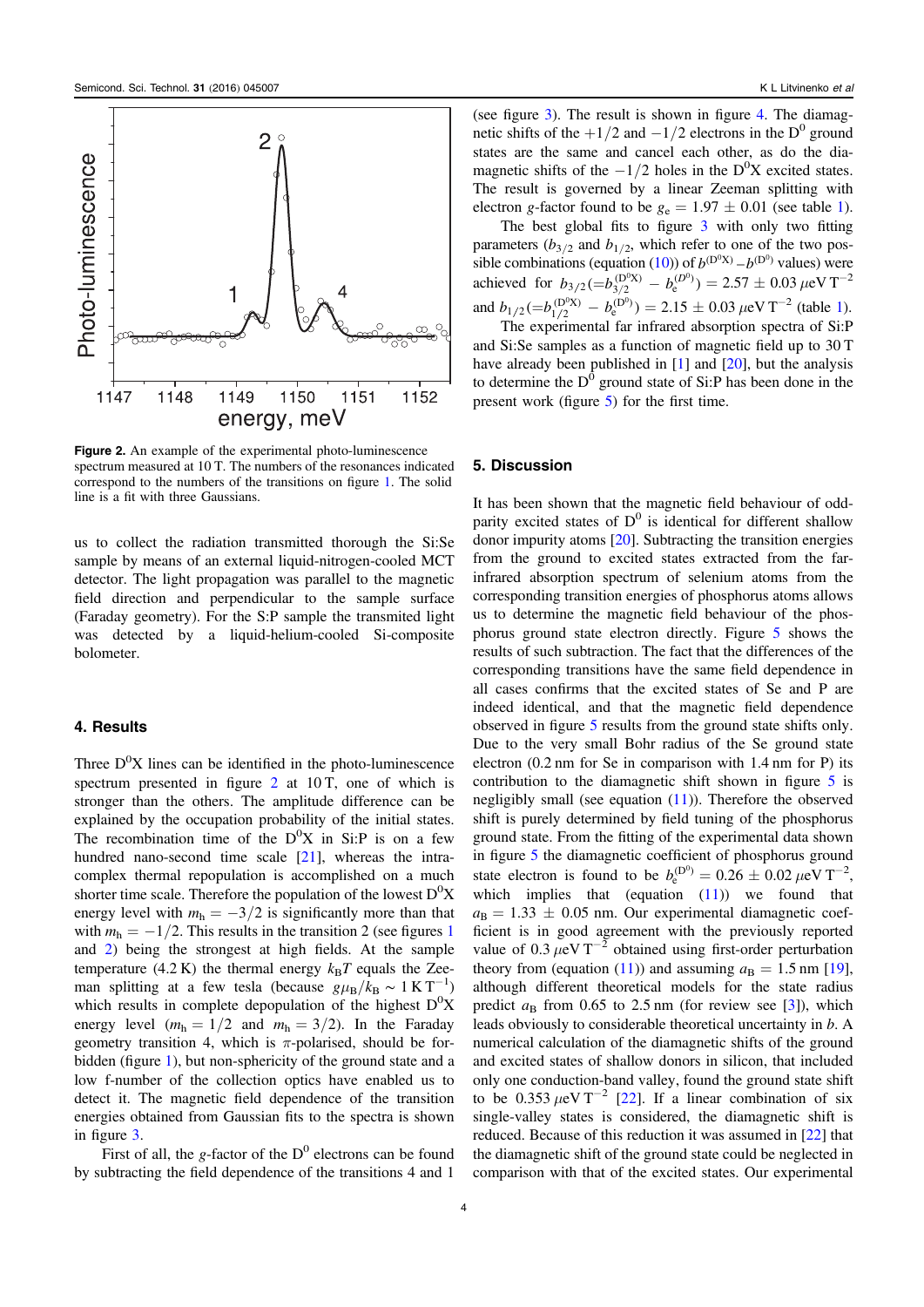**Figure 2.** An example of the experimental photo-luminescence spectrum measured at 10 T. The numbers of the resonances indicated correspond to the numbers of the transitions on figure 1. The solid line is a fit with three Gaussians.

us to collect the radiation transmitted thorough the Si:Se sample by means of an external liquid-nitrogen-cooled MCT detector. The light propagation was parallel to the magnetic field direction and perpendicular to the sample surface (Faraday geometry). For the S:P sample the transmitted light was detected by a liquid-helium-cooled Si-composite bolometer.

## 4. Results

Three $D^0X$ lines can be identified in the photo-luminescence spectrum presented in figure 2 at 10 T, one of which is stronger than the others. The amplitude difference can be explained by the occupation probability of the initial states. The recombination time of the $D^0X$ in Si:P is on a few hundred nano-second time scale [21], whereas the intra-complex thermal repopulation is accomplished on a much shorter time scale. Therefore the population of the lowest $D^0X$ energy level with $m_h = -3/2$ is significantly more than that with $m_h = -1/2$. This results in the transition 2 (see figures 1 and 2) being the strongest at high fields. At the sample temperature (4.2 K) the thermal energy $k_B T$ equals the Zeeman splitting at a few tesla (because $g\mu_B/k_B \sim 1\ \mathrm{K\,T^{-1}}$) which results in complete depopulation of the highest $D^0X$ energy level ($m_h = 1/2$ and $m_h = 3/2$). In the Faraday geometry transition 4, which is $\pi$-polarised, should be forbidden (figure 1), but non-sphericity of the ground state and a low f-number of the collection optics have enabled us to detect it. The magnetic field dependence of the transition energies obtained from Gaussian fits to the spectra is shown in figure 3.

First of all, the $g$-factor of the $D^0$ electrons can be found by subtracting the field dependence of the transitions 4 and 1 (see figure 3). The result is shown in figure 4. The diamagnetic shifts of the $+1/2$ and $-1/2$ electrons in the $D^0$ ground states are the same and cancel each other, as do the diamagnetic shifts of the $-1/2$ holes in the $D^0X$ excited states. The result is governed by a linear Zeeman splitting with electron $g$-factor found to be $g_e = 1.97 \pm 0.01$ (see table 1).

The best global fits to figure 3 with only two fitting parameters ($b_{3/2}$ and $b_{1/2}$, which refer to one of the two possible combinations (equation (10)) of $b^{(D^0X)} - b^{(D^0)}$ values) were achieved for $b_{3/2} (= b_{3/2}^{(D^0X)} - b_e^{(D^0)}) = 2.57 \pm 0.03\ \mu\mathrm{eV\,T^{-2}}$ and $b_{1/2} (= b_{1/2}^{(D^0X)} - b_e^{(D^0)}) = 2.15 \pm 0.03\ \mu\mathrm{eV\,T^{-2}}$ (table 1).

The experimental far infrared absorption spectra of Si:P and Si:Se samples as a function of magnetic field up to 30 T have already been published in [1] and [20], but the analysis to determine the $D^0$ ground state of Si:P has been done in the present work (figure 5) for the first time.

## 5. Discussion

It has been shown that the magnetic field behaviour of odd-parity excited states of $D^0$ is identical for different shallow donor impurity atoms [20]. Subtracting the transition energies from the ground to excited states extracted from the far-infrared absorption spectrum of selenium atoms from the corresponding transition energies of phosphorus atoms allows us to determine the magnetic field behaviour of the phosphorus ground state electron directly. Figure 5 shows the results of such subtraction. The fact that the differences of the corresponding transitions have the same field dependence in all cases confirms that the excited states of Se and P are indeed identical, and that the magnetic field dependence observed in figure 5 results from the ground state shifts only. Due to the very small Bohr radius of the Se ground state electron (0.2 nm for Se in comparison with 1.4 nm for P) its contribution to the diamagnetic shift shown in figure 5 is negligibly small (see equation (11)). Therefore the observed shift is purely determined by field tuning of the phosphorus ground state. From the fitting of the experimental data shown in figure 5 the diamagnetic coefficient of phosphorus ground state electron is found to be $b_e^{(D^0)} = 0.26 \pm 0.02\ \mu\mathrm{eV\,T^{-2}}$, which implies that (equation (11)) we found that $a_B = 1.33 \pm 0.05$ nm. Our experimental diamagnetic coefficient is in good agreement with the previously reported value of $0.3\ \mu\mathrm{eV\,T^{-2}}$ obtained using first-order perturbation theory from (equation (11)) and assuming $a_B = 1.5$ nm [19], although different theoretical models for the state radius predict $a_B$ from 0.65 to 2.5 nm (for review see [3]), which leads obviously to considerable theoretical uncertainty in $b$. A numerical calculation of the diamagnetic shifts of the ground and excited states of shallow donors in silicon, that included only one conduction-band valley, found the ground state shift to be $0.353\ \mu\mathrm{eV\,T^{-2}}$ [22]. If a linear combination of six single-valley states is considered, the diamagnetic shift is reduced. Because of this reduction it was assumed in [22] that the diamagnetic shift of the ground state could be neglected in comparison with that of the excited states. Our experimental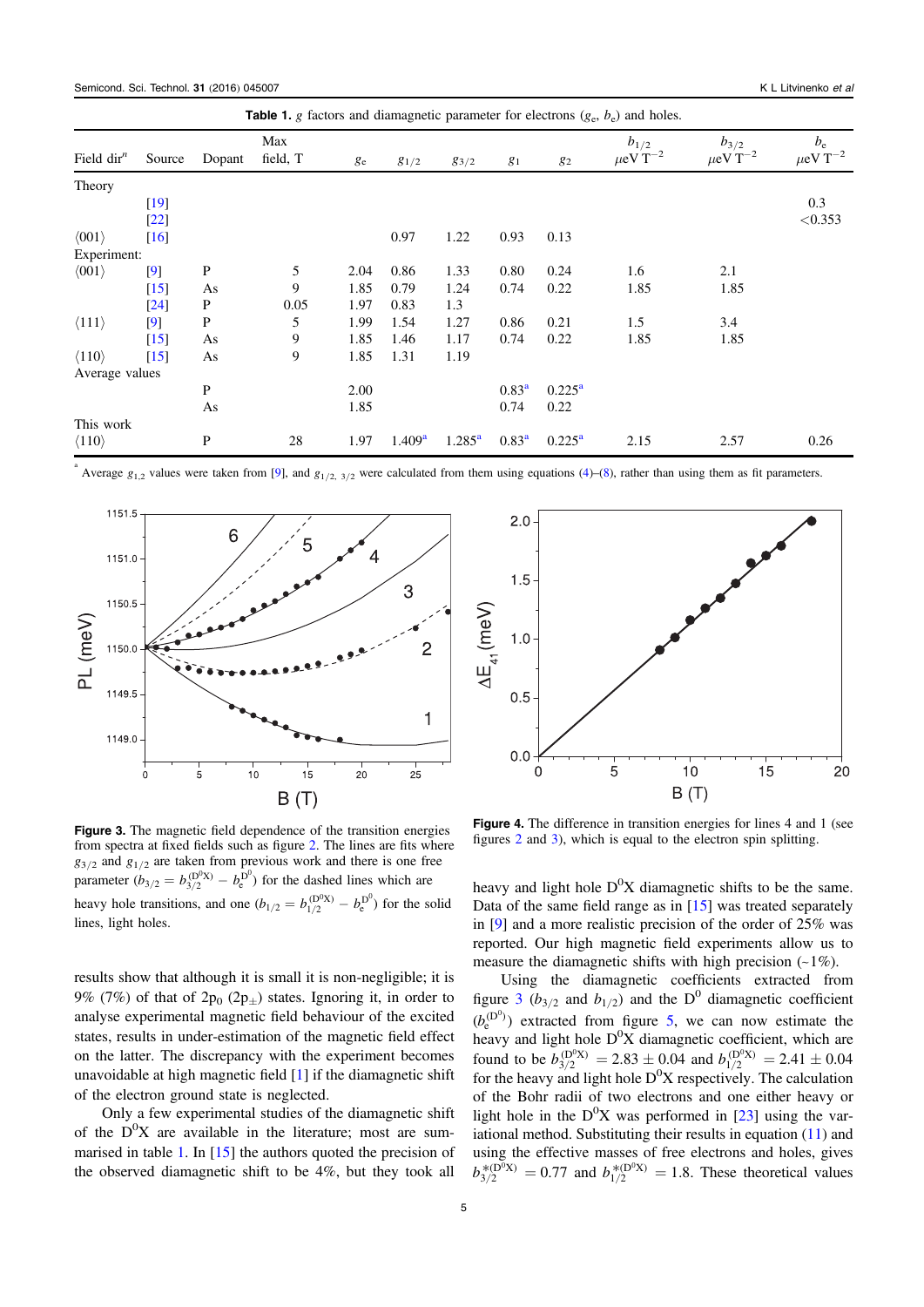**Table 1.** $g$ factors and diamagnetic parameter for electrons ($g_e$, $b_e$) and holes.

| Field dir$^n$ | Source | Dopant | Max field, T | $g_e$ | $g_{1/2}$ | $g_{3/2}$ | $g_1$ | $g_2$ | $b_{1/2}$ $\mu$eV T$^{-2}$ | $b_{3/2}$ $\mu$eV T$^{-2}$ | $b_e$ $\mu$eV T$^{-2}$ |
|---|---|---|---|---|---|---|---|---|---|---|---|
| Theory | | | | | | | | | | | |
| | [19] | | | | | | | | | | 0.3 |
| | [22] | | | | | | | | | | <0.353 |
| ⟨001⟩ | [16] | | | | 0.97 | 1.22 | 0.93 | 0.13 | | | |
| Experiment: | | | | | | | | | | | |
| ⟨001⟩ | [9] | P | 5 | 2.04 | 0.86 | 1.33 | 0.80 | 0.24 | 1.6 | 2.1 | |
| | [15] | As | 9 | 1.85 | 0.79 | 1.24 | 0.74 | 0.22 | 1.85 | 1.85 | |
| | [24] | P | 0.05 | 1.97 | 0.83 | 1.3 | | | | | |
| ⟨111⟩ | [9] | P | 5 | 1.99 | 1.54 | 1.27 | 0.86 | 0.21 | 1.5 | 3.4 | |
| | [15] | As | 9 | 1.85 | 1.46 | 1.17 | 0.74 | 0.22 | 1.85 | 1.85 | |
| ⟨110⟩ | [15] | As | 9 | 1.85 | 1.31 | 1.19 | | | | | |
| Average values | | | | | | | | | | | |
| | | P | | 2.00 | | | 0.83[a] | 0.225[a] | | | |
| | | As | | 1.85 | | | 0.74 | 0.22 | | | |
| This work | | | | | | | | | | | |
| ⟨110⟩ | | P | 28 | 1.97 | 1.409[a] | 1.285[a] | 0.83[a] | 0.225[a] | 2.15 | 2.57 | 0.26 |

[a] Average $g_{1,2}$ values were taken from [9], and $g_{1/2,\ 3/2}$ were calculated from them using equations (4)–(8), rather than using them as fit parameters.

**Figure 3.** The magnetic field dependence of the transition energies from spectra at fixed fields such as figure 2. The lines are fits where $g_{3/2}$ and $g_{1/2}$ are taken from previous work and there is one free parameter ($b_{3/2} = b_{3/2}^{(\mathrm{D^0X})} - b_e^{\mathrm{D^0}}$) for the dashed lines which are heavy hole transitions, and one ($b_{1/2} = b_{1/2}^{(\mathrm{D^0X})} - b_e^{\mathrm{D^0}}$) for the solid lines, light holes.

**Figure 4.** The difference in transition energies for lines 4 and 1 (see figures 2 and 3), which is equal to the electron spin splitting.

results show that although it is small it is non-negligible; it is 9% (7%) of that of $2\mathrm{p}_0$ ($2\mathrm{p}_\pm$) states. Ignoring it, in order to analyse experimental magnetic field behaviour of the excited states, results in under-estimation of the magnetic field effect on the latter. The discrepancy with the experiment becomes unavoidable at high magnetic field [1] if the diamagnetic shift of the electron ground state is neglected.

Only a few experimental studies of the diamagnetic shift of the $\mathrm{D^0X}$ are available in the literature; most are summarised in table 1. In [15] the authors quoted the precision of the observed diamagnetic shift to be 4%, but they took all heavy and light hole $\mathrm{D^0X}$ diamagnetic shifts to be the same. Data of the same field range as in [15] was treated separately in [9] and a more realistic precision of the order of 25% was reported. Our high magnetic field experiments allow us to measure the diamagnetic shifts with high precision (~1%).

Using the diamagnetic coefficients extracted from figure 3 ($b_{3/2}$ and $b_{1/2}$) and the $\mathrm{D^0}$ diamagnetic coefficient ($b_e^{(\mathrm{D^0})}$) extracted from figure 5, we can now estimate the heavy and light hole $\mathrm{D^0X}$ diamagnetic coefficient, which are found to be $b_{3/2}^{(\mathrm{D^0X})} = 2.83 \pm 0.04$ and $b_{1/2}^{(\mathrm{D^0X})} = 2.41 \pm 0.04$ for the heavy and light hole $\mathrm{D^0X}$ respectively. The calculation of the Bohr radii of two electrons and one either heavy or light hole in the $\mathrm{D^0X}$ was performed in [23] using the variational method. Substituting their results in equation (11) and using the effective masses of free electrons and holes, gives $b_{3/2}^{*(\mathrm{D^0X})} = 0.77$ and $b_{1/2}^{*(\mathrm{D^0X})} = 1.8$. These theoretical values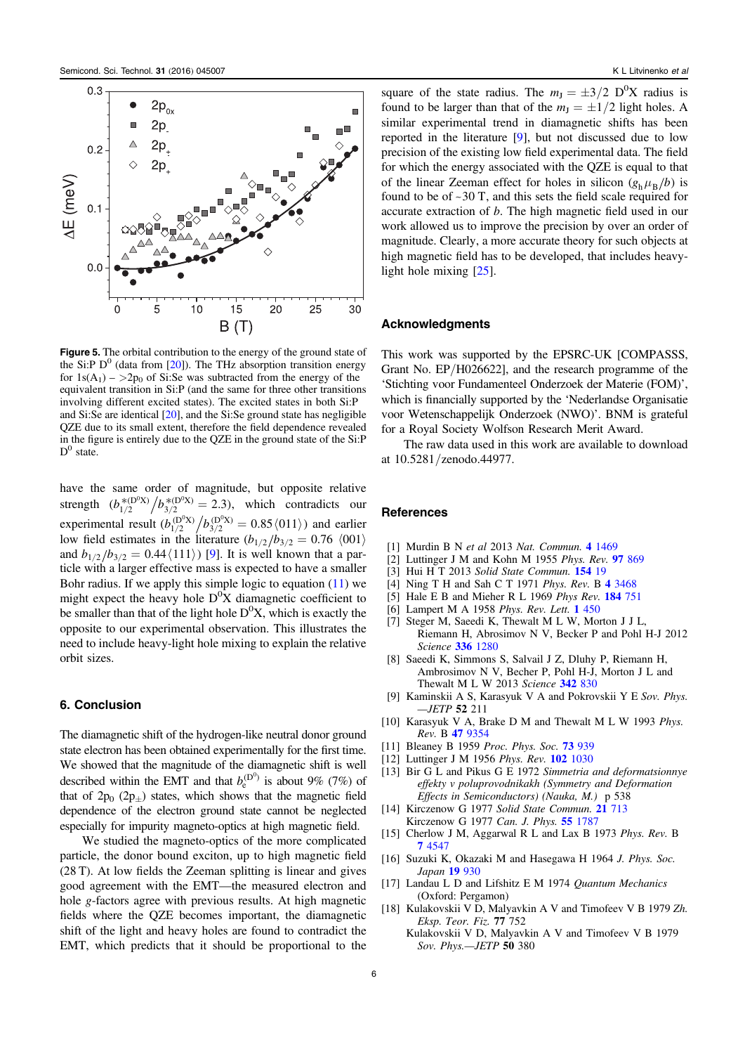**Figure 5.** The orbital contribution to the energy of the ground state of the Si:P $D^0$ (data from [20]). The THz absorption transition energy for $1s(A_1) - >2p_0$ of Si:Se was subtracted from the energy of the equivalent transition in Si:P (and the same for three other transitions involving different excited states). The excited states in both Si:P and Si:Se are identical [20], and the Si:Se ground state has negligible QZE due to its small extent, therefore the field dependence revealed in the figure is entirely due to the QZE in the ground state of the Si:P $D^0$ state.

have the same order of magnitude, but opposite relative strength ($b_{1/2}^{*(D^0X)}/b_{3/2}^{*(D^0X)} = 2.3$), which contradicts our experimental result ($b_{1/2}^{(D^0X)}/b_{3/2}^{(D^0X)} = 0.85\langle 011\rangle$) and earlier low field estimates in the literature ($b_{1/2}/b_{3/2} = 0.76$ $\langle 001\rangle$ and $b_{1/2}/b_{3/2} = 0.44\langle 111\rangle$) [9]. It is well known that a particle with a larger effective mass is expected to have a smaller Bohr radius. If we apply this simple logic to equation (11) we might expect the heavy hole $D^0X$ diamagnetic coefficient to be smaller than that of the light hole $D^0X$, which is exactly the opposite to our experimental observation. This illustrates the need to include heavy-light hole mixing to explain the relative orbit sizes.

## 6. Conclusion

The diamagnetic shift of the hydrogen-like neutral donor ground state electron has been obtained experimentally for the first time. We showed that the magnitude of the diamagnetic shift is well described within the EMT and that $b_e^{(D^0)}$ is about 9% (7%) of that of $2p_0$ ($2p_\pm$) states, which shows that the magnetic field dependence of the electron ground state cannot be neglected especially for impurity magneto-optics at high magnetic field.

We studied the magneto-optics of the more complicated particle, the donor bound exciton, up to high magnetic field (28 T). At low fields the Zeeman splitting is linear and gives good agreement with the EMT—the measured electron and hole $g$-factors agree with previous results. At high magnetic fields where the QZE becomes important, the diamagnetic shift of the light and heavy holes are found to contradict the EMT, which predicts that it should be proportional to the square of the state radius. The $m_J = \pm 3/2$ $D^0X$ radius is found to be larger than that of the $m_J = \pm 1/2$ light holes. A similar experimental trend in diamagnetic shifts has been reported in the literature [9], but not discussed due to low precision of the existing low field experimental data. The field for which the energy associated with the QZE is equal to that of the linear Zeeman effect for holes in silicon ($g_h \mu_B / b$) is found to be of ~30 T, and this sets the field scale required for accurate extraction of $b$. The high magnetic field used in our work allowed us to improve the precision by over an order of magnitude. Clearly, a more accurate theory for such objects at high magnetic field has to be developed, that includes heavy-light hole mixing [25].

## Acknowledgments

This work was supported by the EPSRC-UK [COMPASSS, Grant No. EP/H026622], and the research programme of the 'Stichting voor Fundamenteel Onderzoek der Materie (FOM)', which is financially supported by the 'Nederlandse Organisatie voor Wetenschappelijk Onderzoek (NWO)'. BNM is grateful for a Royal Society Wolfson Research Merit Award.

The raw data used in this work are available to download at 10.5281/zenodo.44977.

## References

[1] Murdin B N *et al* 2013 *Nat. Commun.* **4** 1469
[2] Luttinger J M and Kohn W 1955 *Phys. Rev.* **97** 869
[3] Hui H T 2013 *Solid State Commun.* **154** 19
[4] Ning T H and Sah C T 1971 *Phys. Rev.* B **4** 3468
[5] Hale E B and Mieher R L 1969 *Phys Rev.* **184** 751
[6] Lampert M A 1958 *Phys. Rev. Lett.* **1** 450
[7] Steger M, Saeedi K, Thewalt M L W, Morton J J L, Riemann H, Abrosimov N V, Becker P and Pohl H-J 2012 *Science* **336** 1280
[8] Saeedi K, Simmons S, Salvail J Z, Dluhy P, Riemann H, Ambrosimov N V, Becher P, Pohl H-J, Morton J L and Thewalt M L W 2013 *Science* **342** 830
[9] Kaminskii A S, Karasyuk V A and Pokrovskii Y E *Sov. Phys.—JETP* **52** 211
[10] Karasyuk V A, Brake D M and Thewalt M L W 1993 *Phys. Rev.* B **47** 9354
[11] Bleaney B 1959 *Proc. Phys. Soc.* **73** 939
[12] Luttinger J M 1956 *Phys. Rev.* **102** 1030
[13] Bir G L and Pikus G E 1972 *Simmetria and deformatsionnye effekty v poluprovodnikakh (Symmetry and Deformation Effects in Semiconductors) (Nauka, M.)* p 538
[14] Kirczenow G 1977 *Solid State Commun.* **21** 713
Kirczenow G 1977 *Can. J. Phys.* **55** 1787
[15] Cherlow J M, Aggarwal R L and Lax B 1973 *Phys. Rev.* B **7** 4547
[16] Suzuki K, Okazaki M and Hasegawa H 1964 *J. Phys. Soc. Japan* **19** 930
[17] Landau L D and Lifshitz E M 1974 *Quantum Mechanics* (Oxford: Pergamon)
[18] Kulakovskii V D, Malyavkin A V and Timofeev V B 1979 *Zh. Eksp. Teor. Fiz.* **77** 752
Kulakovskii V D, Malyavkin A V and Timofeev V B 1979 *Sov. Phys.—JETP* **50** 380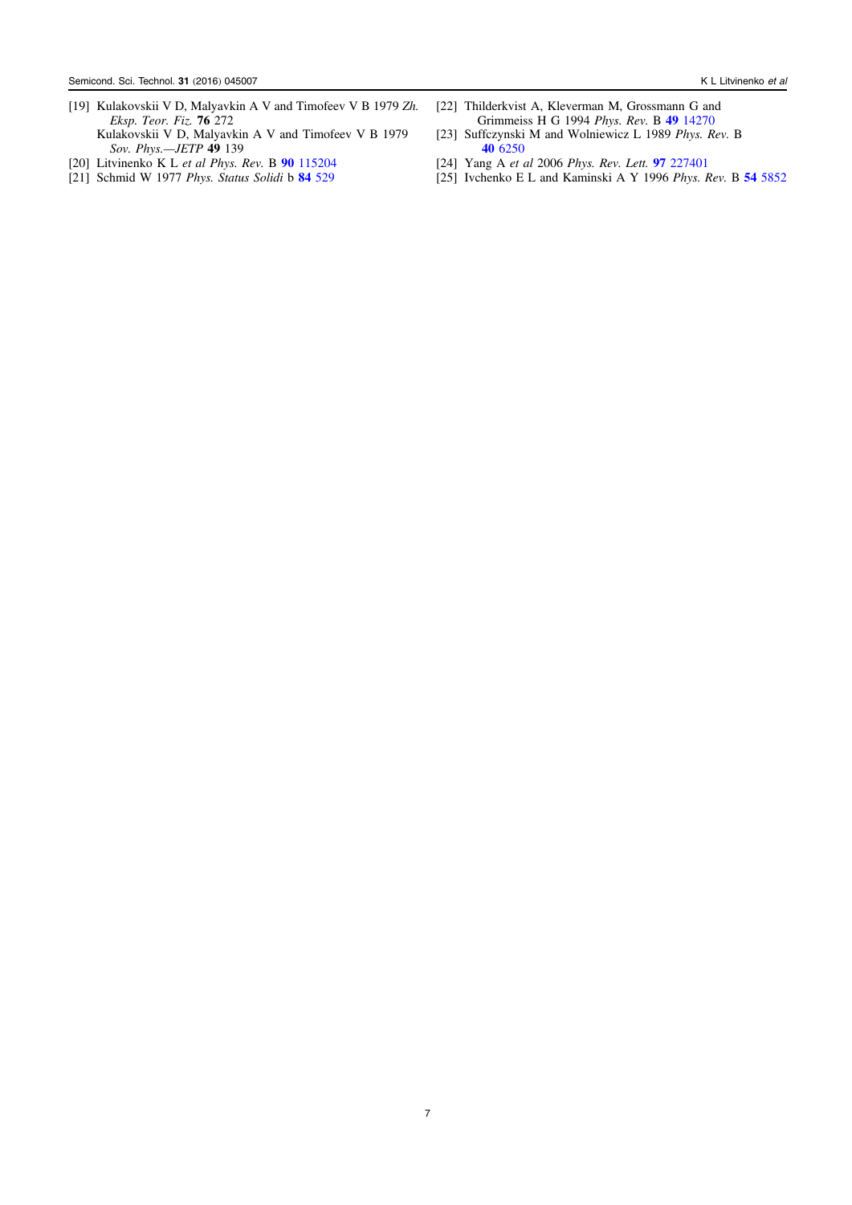[19] Kulakovskii V D, Malyavkin A V and Timofeev V B 1979 *Zh. Eksp. Teor. Fiz.* **76** 272
Kulakovskii V D, Malyavkin A V and Timofeev V B 1979 *Sov. Phys.—JETP* **49** 139

[20] Litvinenko K L *et al Phys. Rev.* B **90** 115204

[21] Schmid W 1977 *Phys. Status Solidi* b **84** 529

[22] Thilderkvist A, Kleverman M, Grossmann G and Grimmeiss H G 1994 *Phys. Rev.* B **49** 14270

[23] Suffczynski M and Wolniewicz L 1989 *Phys. Rev.* B **40** 6250

[24] Yang A *et al* 2006 *Phys. Rev. Lett.* **97** 227401

[25] Ivchenko E L and Kaminski A Y 1996 *Phys. Rev.* B **54** 5852